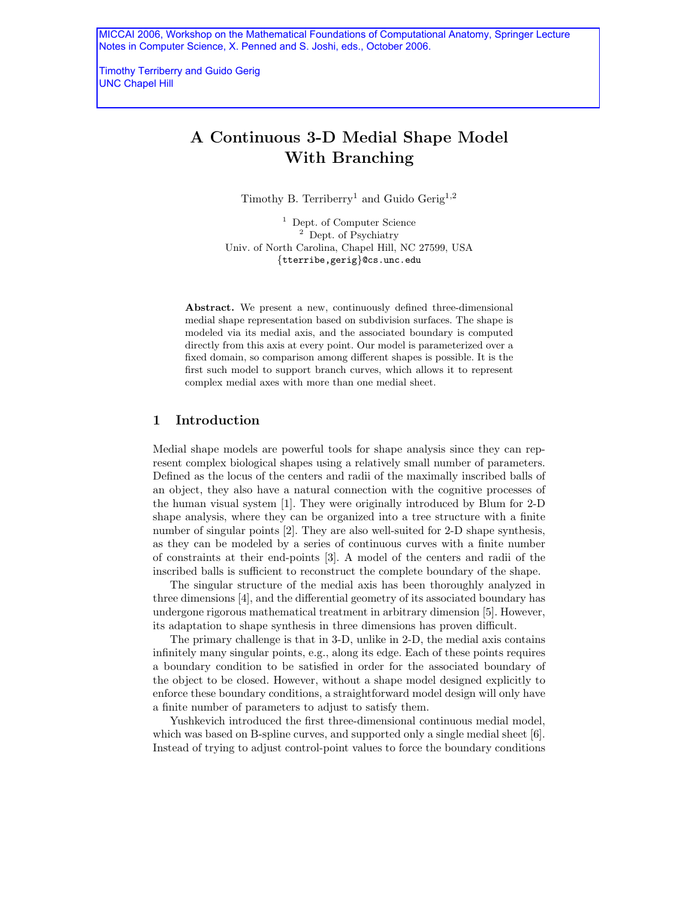MICCAI 2006, Workshop on the Mathematical Foundations of Computational Anatomy, Springer Lecture Notes in Computer Science, X. Penned and S. Joshi, eds., October 2006.

Timothy Terriberry and Guido Gerig
UNC Chapel Hill

# A Continuous 3-D Medial Shape Model With Branching

Timothy B. Terriberry[1] and Guido Gerig[1,2]

[1] Dept. of Computer Science
[2] Dept. of Psychiatry
Univ. of North Carolina, Chapel Hill, NC 27599, USA
{tterribe,gerig}@cs.unc.edu

**Abstract.** We present a new, continuously defined three-dimensional medial shape representation based on subdivision surfaces. The shape is modeled via its medial axis, and the associated boundary is computed directly from this axis at every point. Our model is parameterized over a fixed domain, so comparison among different shapes is possible. It is the first such model to support branch curves, which allows it to represent complex medial axes with more than one medial sheet.

## 1 Introduction

Medial shape models are powerful tools for shape analysis since they can represent complex biological shapes using a relatively small number of parameters. Defined as the locus of the centers and radii of the maximally inscribed balls of an object, they also have a natural connection with the cognitive processes of the human visual system [1]. They were originally introduced by Blum for 2-D shape analysis, where they can be organized into a tree structure with a finite number of singular points [2]. They are also well-suited for 2-D shape synthesis, as they can be modeled by a series of continuous curves with a finite number of constraints at their end-points [3]. A model of the centers and radii of the inscribed balls is sufficient to reconstruct the complete boundary of the shape.

The singular structure of the medial axis has been thoroughly analyzed in three dimensions [4], and the differential geometry of its associated boundary has undergone rigorous mathematical treatment in arbitrary dimension [5]. However, its adaptation to shape synthesis in three dimensions has proven difficult.

The primary challenge is that in 3-D, unlike in 2-D, the medial axis contains infinitely many singular points, e.g., along its edge. Each of these points requires a boundary condition to be satisfied in order for the associated boundary of the object to be closed. However, without a shape model designed explicitly to enforce these boundary conditions, a straightforward model design will only have a finite number of parameters to adjust to satisfy them.

Yushkevich introduced the first three-dimensional continuous medial model, which was based on B-spline curves, and supported only a single medial sheet [6]. Instead of trying to adjust control-point values to force the boundary conditions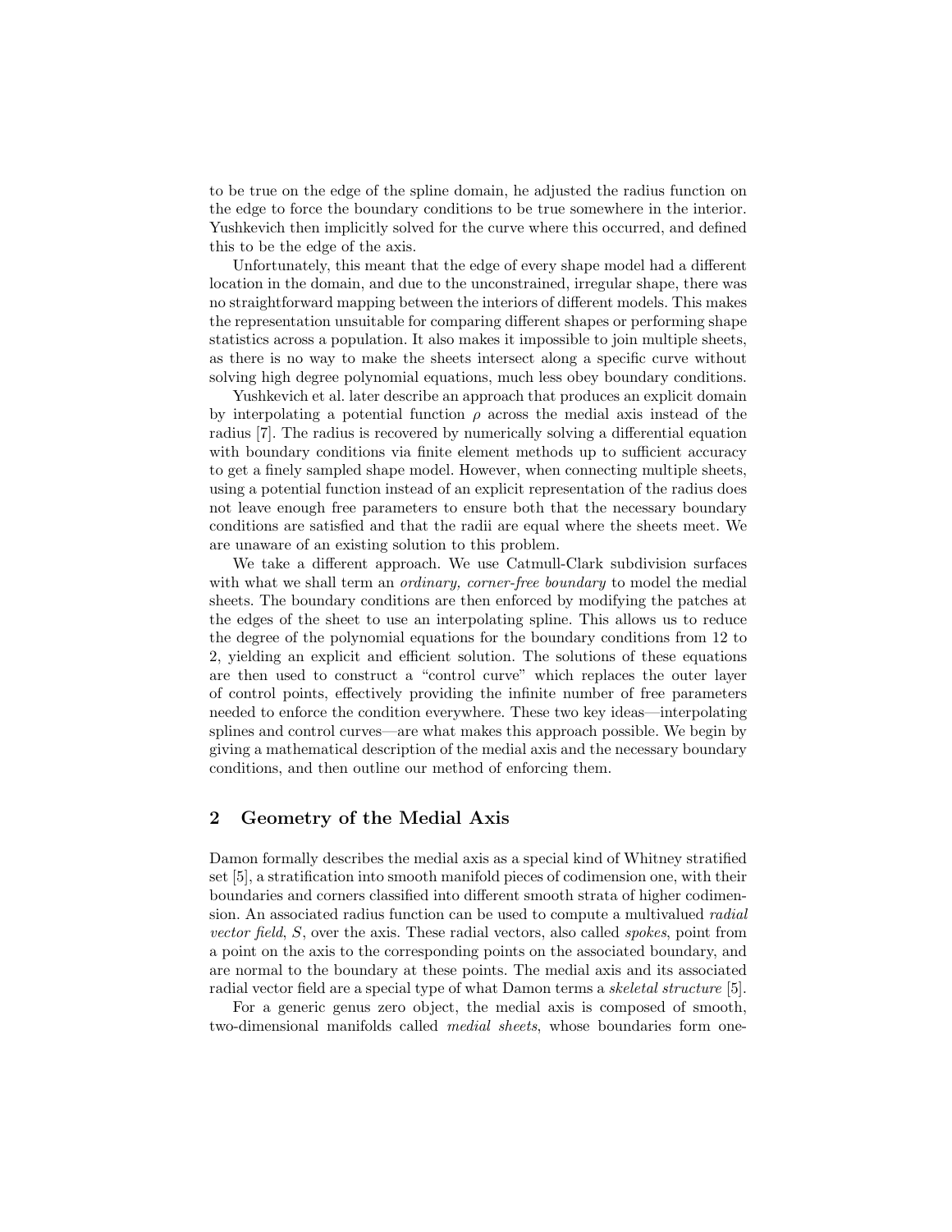to be true on the edge of the spline domain, he adjusted the radius function on the edge to force the boundary conditions to be true somewhere in the interior. Yushkevich then implicitly solved for the curve where this occurred, and defined this to be the edge of the axis.

Unfortunately, this meant that the edge of every shape model had a different location in the domain, and due to the unconstrained, irregular shape, there was no straightforward mapping between the interiors of different models. This makes the representation unsuitable for comparing different shapes or performing shape statistics across a population. It also makes it impossible to join multiple sheets, as there is no way to make the sheets intersect along a specific curve without solving high degree polynomial equations, much less obey boundary conditions.

Yushkevich et al. later describe an approach that produces an explicit domain by interpolating a potential function $\rho$ across the medial axis instead of the radius [7]. The radius is recovered by numerically solving a differential equation with boundary conditions via finite element methods up to sufficient accuracy to get a finely sampled shape model. However, when connecting multiple sheets, using a potential function instead of an explicit representation of the radius does not leave enough free parameters to ensure both that the necessary boundary conditions are satisfied and that the radii are equal where the sheets meet. We are unaware of an existing solution to this problem.

We take a different approach. We use Catmull-Clark subdivision surfaces with what we shall term an *ordinary, corner-free boundary* to model the medial sheets. The boundary conditions are then enforced by modifying the patches at the edges of the sheet to use an interpolating spline. This allows us to reduce the degree of the polynomial equations for the boundary conditions from 12 to 2, yielding an explicit and efficient solution. The solutions of these equations are then used to construct a "control curve" which replaces the outer layer of control points, effectively providing the infinite number of free parameters needed to enforce the condition everywhere. These two key ideas—interpolating splines and control curves—are what makes this approach possible. We begin by giving a mathematical description of the medial axis and the necessary boundary conditions, and then outline our method of enforcing them.

## 2 Geometry of the Medial Axis

Damon formally describes the medial axis as a special kind of Whitney stratified set [5], a stratification into smooth manifold pieces of codimension one, with their boundaries and corners classified into different smooth strata of higher codimension. An associated radius function can be used to compute a multivalued *radial vector field*, $S$, over the axis. These radial vectors, also called *spokes*, point from a point on the axis to the corresponding points on the associated boundary, and are normal to the boundary at these points. The medial axis and its associated radial vector field are a special type of what Damon terms a *skeletal structure* [5].

For a generic genus zero object, the medial axis is composed of smooth, two-dimensional manifolds called *medial sheets*, whose boundaries form one-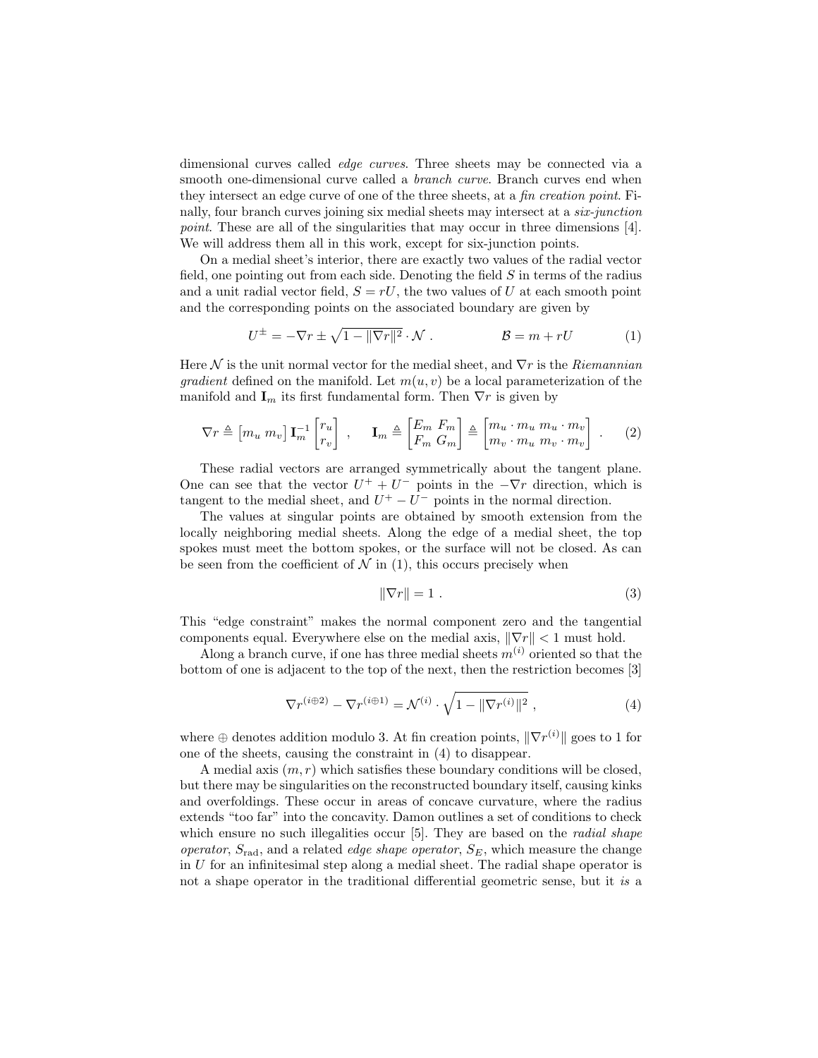dimensional curves called *edge curves*. Three sheets may be connected via a smooth one-dimensional curve called a *branch curve*. Branch curves end when they intersect an edge curve of one of the three sheets, at a *fin creation point*. Finally, four branch curves joining six medial sheets may intersect at a *six-junction point*. These are all of the singularities that may occur in three dimensions [4]. We will address them all in this work, except for six-junction points.

On a medial sheet's interior, there are exactly two values of the radial vector field, one pointing out from each side. Denoting the field $S$ in terms of the radius and a unit radial vector field, $S = rU$, the two values of $U$ at each smooth point and the corresponding points on the associated boundary are given by

$$U^{\pm} = -\nabla r \pm \sqrt{1 - \|\nabla r\|^2} \cdot \mathcal{N} \ . \qquad\qquad \mathcal{B} = m + rU \tag{1}$$

Here $\mathcal{N}$ is the unit normal vector for the medial sheet, and $\nabla r$ is the *Riemannian gradient* defined on the manifold. Let $m(u, v)$ be a local parameterization of the manifold and $\mathbf{I}_m$ its first fundamental form. Then $\nabla r$ is given by

$$\nabla r \triangleq \begin{bmatrix} m_u \; m_v \end{bmatrix} \mathbf{I}_m^{-1} \begin{bmatrix} r_u \\ r_v \end{bmatrix} \ , \qquad \mathbf{I}_m \triangleq \begin{bmatrix} E_m \; F_m \\ F_m \; G_m \end{bmatrix} \triangleq \begin{bmatrix} m_u \cdot m_u \; m_u \cdot m_v \\ m_v \cdot m_u \; m_v \cdot m_v \end{bmatrix} \ . \tag{2}$$

These radial vectors are arranged symmetrically about the tangent plane. One can see that the vector $U^+ + U^-$ points in the $-\nabla r$ direction, which is tangent to the medial sheet, and $U^+ - U^-$ points in the normal direction.

The values at singular points are obtained by smooth extension from the locally neighboring medial sheets. Along the edge of a medial sheet, the top spokes must meet the bottom spokes, or the surface will not be closed. As can be seen from the coefficient of $\mathcal{N}$ in (1), this occurs precisely when

$$\|\nabla r\| = 1 \ . \tag{3}$$

This "edge constraint" makes the normal component zero and the tangential components equal. Everywhere else on the medial axis, $\|\nabla r\| < 1$ must hold.

Along a branch curve, if one has three medial sheets $m^{(i)}$ oriented so that the bottom of one is adjacent to the top of the next, then the restriction becomes [3]

$$\nabla r^{(i \oplus 2)} - \nabla r^{(i \oplus 1)} = \mathcal{N}^{(i)} \cdot \sqrt{1 - \|\nabla r^{(i)}\|^2} \ , \tag{4}$$

where $\oplus$ denotes addition modulo 3. At fin creation points, $\|\nabla r^{(i)}\|$ goes to 1 for one of the sheets, causing the constraint in (4) to disappear.

A medial axis $(m, r)$ which satisfies these boundary conditions will be closed, but there may be singularities on the reconstructed boundary itself, causing kinks and overfoldings. These occur in areas of concave curvature, where the radius extends "too far" into the concavity. Damon outlines a set of conditions to check which ensure no such illegalities occur [5]. They are based on the *radial shape operator*, $S_{\text{rad}}$, and a related *edge shape operator*, $S_E$, which measure the change in $U$ for an infinitesimal step along a medial sheet. The radial shape operator is not a shape operator in the traditional differential geometric sense, but it *is* a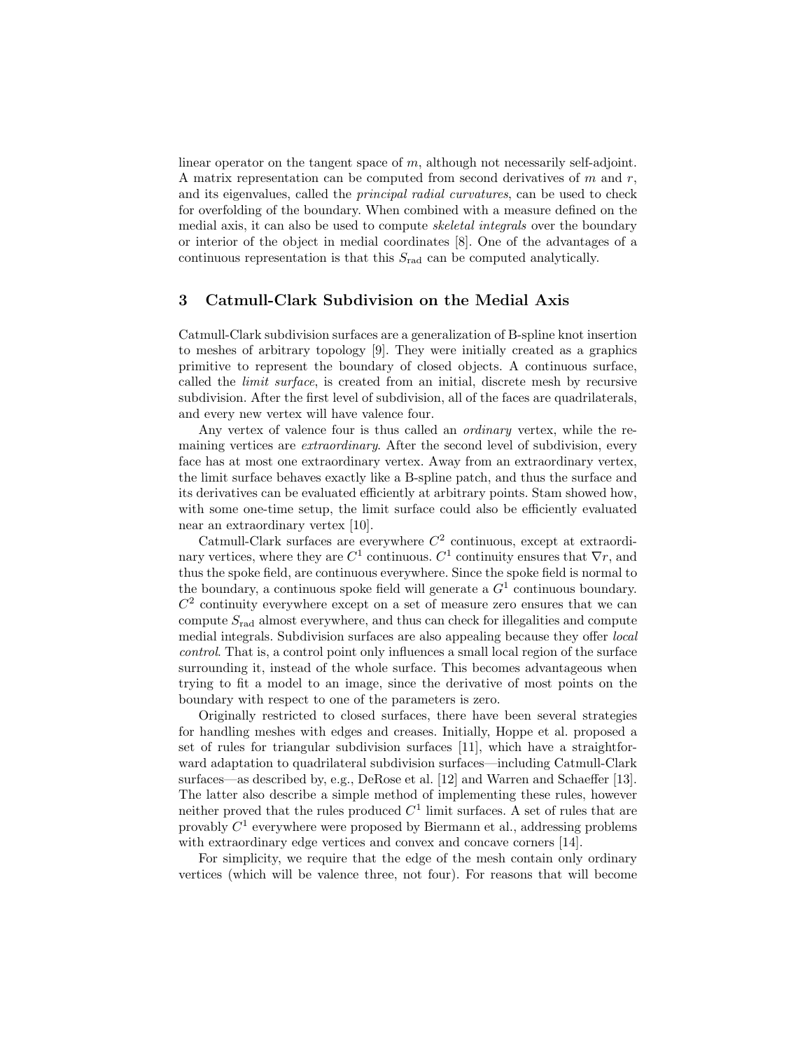linear operator on the tangent space of $m$, although not necessarily self-adjoint. A matrix representation can be computed from second derivatives of $m$ and $r$, and its eigenvalues, called the *principal radial curvatures*, can be used to check for overfolding of the boundary. When combined with a measure defined on the medial axis, it can also be used to compute *skeletal integrals* over the boundary or interior of the object in medial coordinates [8]. One of the advantages of a continuous representation is that this $S_{\text{rad}}$ can be computed analytically.

## 3 Catmull-Clark Subdivision on the Medial Axis

Catmull-Clark subdivision surfaces are a generalization of B-spline knot insertion to meshes of arbitrary topology [9]. They were initially created as a graphics primitive to represent the boundary of closed objects. A continuous surface, called the *limit surface*, is created from an initial, discrete mesh by recursive subdivision. After the first level of subdivision, all of the faces are quadrilaterals, and every new vertex will have valence four.

Any vertex of valence four is thus called an *ordinary* vertex, while the remaining vertices are *extraordinary*. After the second level of subdivision, every face has at most one extraordinary vertex. Away from an extraordinary vertex, the limit surface behaves exactly like a B-spline patch, and thus the surface and its derivatives can be evaluated efficiently at arbitrary points. Stam showed how, with some one-time setup, the limit surface could also be efficiently evaluated near an extraordinary vertex [10].

Catmull-Clark surfaces are everywhere $C^2$ continuous, except at extraordinary vertices, where they are $C^1$ continuous. $C^1$ continuity ensures that $\nabla r$, and thus the spoke field, are continuous everywhere. Since the spoke field is normal to the boundary, a continuous spoke field will generate a $G^1$ continuous boundary. $C^2$ continuity everywhere except on a set of measure zero ensures that we can compute $S_{\text{rad}}$ almost everywhere, and thus can check for illegalities and compute medial integrals. Subdivision surfaces are also appealing because they offer *local control*. That is, a control point only influences a small local region of the surface surrounding it, instead of the whole surface. This becomes advantageous when trying to fit a model to an image, since the derivative of most points on the boundary with respect to one of the parameters is zero.

Originally restricted to closed surfaces, there have been several strategies for handling meshes with edges and creases. Initially, Hoppe et al. proposed a set of rules for triangular subdivision surfaces [11], which have a straightforward adaptation to quadrilateral subdivision surfaces—including Catmull-Clark surfaces—as described by, e.g., DeRose et al. [12] and Warren and Schaeffer [13]. The latter also describe a simple method of implementing these rules, however neither proved that the rules produced $C^1$ limit surfaces. A set of rules that are provably $C^1$ everywhere were proposed by Biermann et al., addressing problems with extraordinary edge vertices and convex and concave corners [14].

For simplicity, we require that the edge of the mesh contain only ordinary vertices (which will be valence three, not four). For reasons that will become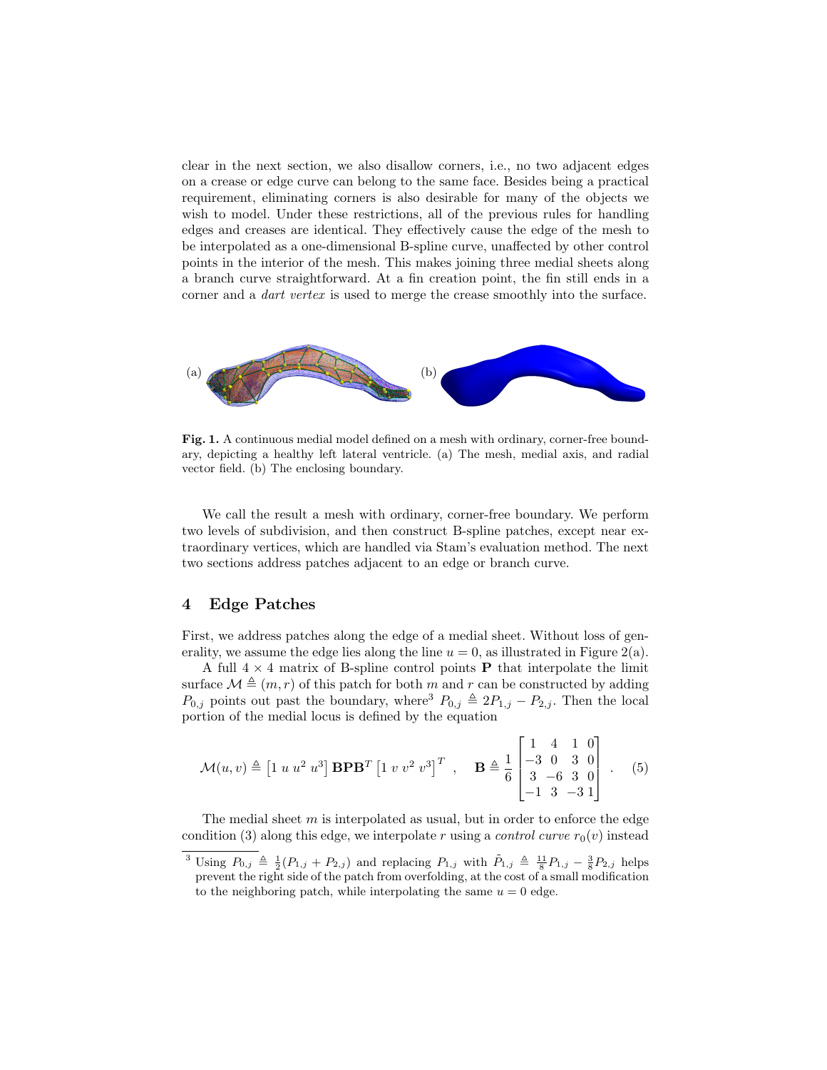clear in the next section, we also disallow corners, i.e., no two adjacent edges on a crease or edge curve can belong to the same face. Besides being a practical requirement, eliminating corners is also desirable for many of the objects we wish to model. Under these restrictions, all of the previous rules for handling edges and creases are identical. They effectively cause the edge of the mesh to be interpolated as a one-dimensional B-spline curve, unaffected by other control points in the interior of the mesh. This makes joining three medial sheets along a branch curve straightforward. At a fin creation point, the fin still ends in a corner and a *dart vertex* is used to merge the crease smoothly into the surface.

**Fig. 1.** A continuous medial model defined on a mesh with ordinary, corner-free boundary, depicting a healthy left lateral ventricle. (a) The mesh, medial axis, and radial vector field. (b) The enclosing boundary.

We call the result a mesh with ordinary, corner-free boundary. We perform two levels of subdivision, and then construct B-spline patches, except near extraordinary vertices, which are handled via Stam's evaluation method. The next two sections address patches adjacent to an edge or branch curve.

## 4 Edge Patches

First, we address patches along the edge of a medial sheet. Without loss of generality, we assume the edge lies along the line $u = 0$, as illustrated in Figure 2(a).

A full $4 \times 4$ matrix of B-spline control points $\mathbf{P}$ that interpolate the limit surface $\mathcal{M} \triangleq (m, r)$ of this patch for both $m$ and $r$ can be constructed by adding $P_{0,j}$ points out past the boundary, where[3] $P_{0,j} \triangleq 2P_{1,j} - P_{2,j}$. Then the local portion of the medial locus is defined by the equation

$$\mathcal{M}(u, v) \triangleq \begin{bmatrix} 1 \ u \ u^2 \ u^3 \end{bmatrix} \mathbf{B}\mathbf{P}\mathbf{B}^T \begin{bmatrix} 1 \ v \ v^2 \ v^3 \end{bmatrix}^T \ , \quad \mathbf{B} \triangleq \frac{1}{6} \begin{bmatrix} 1 & 4 & 1 & 0 \\ -3 & 0 & 3 & 0 \\ 3 & -6 & 3 & 0 \\ -1 & 3 & -3 & 1 \end{bmatrix} \ . \tag{5}$$

The medial sheet $m$ is interpolated as usual, but in order to enforce the edge condition (3) along this edge, we interpolate $r$ using a *control curve* $r_0(v)$ instead

[3] Using $P_{0,j} \triangleq \frac{1}{2}(P_{1,j} + P_{2,j})$ and replacing $P_{1,j}$ with $\tilde{P}_{1,j} \triangleq \frac{11}{8}P_{1,j} - \frac{3}{8}P_{2,j}$ helps prevent the right side of the patch from overfolding, at the cost of a small modification to the neighboring patch, while interpolating the same $u = 0$ edge.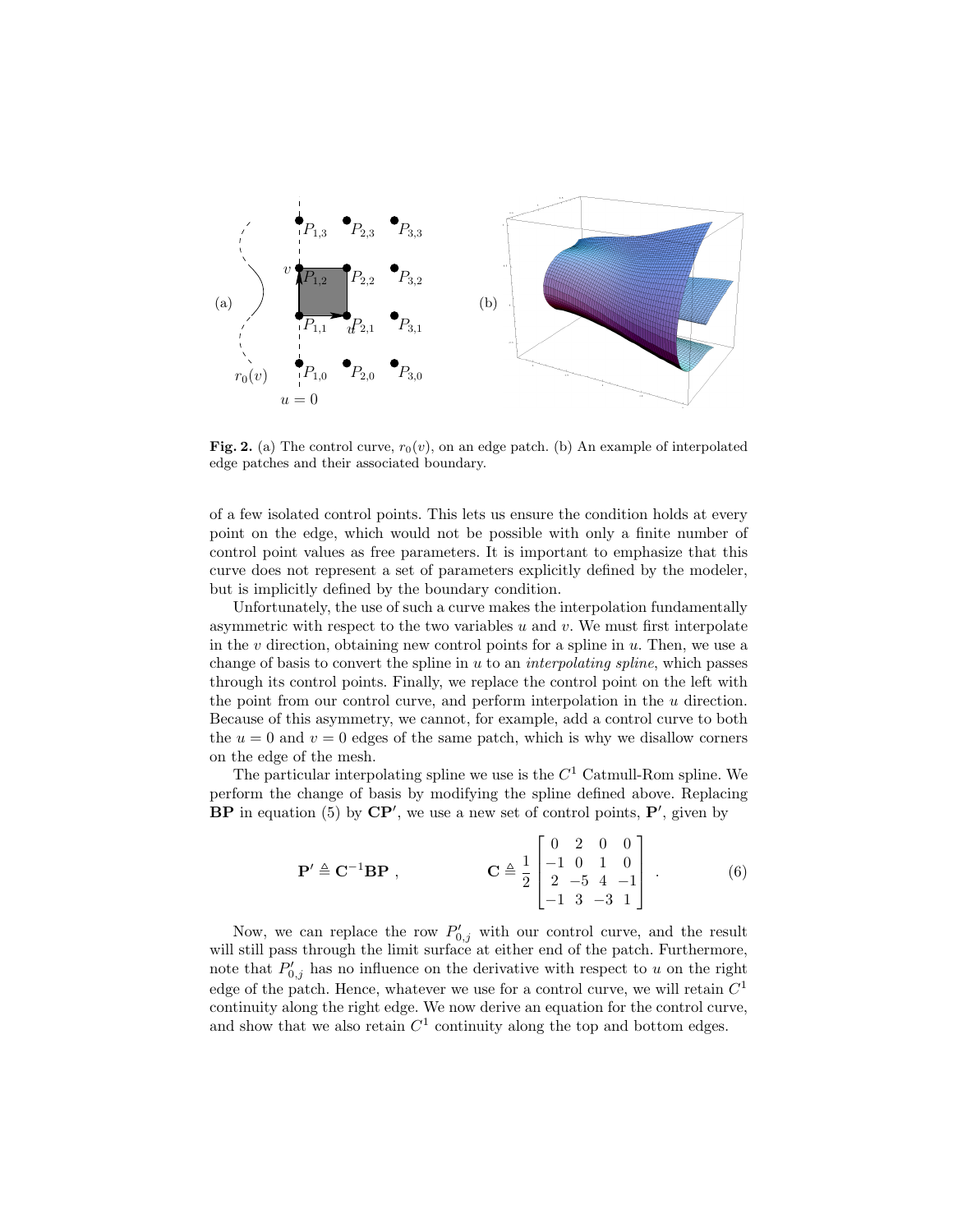**Fig. 2.** (a) The control curve, $r_0(v)$, on an edge patch. (b) An example of interpolated edge patches and their associated boundary.

of a few isolated control points. This lets us ensure the condition holds at every point on the edge, which would not be possible with only a finite number of control point values as free parameters. It is important to emphasize that this curve does not represent a set of parameters explicitly defined by the modeler, but is implicitly defined by the boundary condition.

Unfortunately, the use of such a curve makes the interpolation fundamentally asymmetric with respect to the two variables $u$ and $v$. We must first interpolate in the $v$ direction, obtaining new control points for a spline in $u$. Then, we use a change of basis to convert the spline in $u$ to an *interpolating spline*, which passes through its control points. Finally, we replace the control point on the left with the point from our control curve, and perform interpolation in the $u$ direction. Because of this asymmetry, we cannot, for example, add a control curve to both the $u = 0$ and $v = 0$ edges of the same patch, which is why we disallow corners on the edge of the mesh.

The particular interpolating spline we use is the $C^1$ Catmull-Rom spline. We perform the change of basis by modifying the spline defined above. Replacing $\mathbf{BP}$ in equation (5) by $\mathbf{CP'}$, we use a new set of control points, $\mathbf{P'}$, given by

$$\mathbf{P'} \triangleq \mathbf{C}^{-1}\mathbf{BP} \ , \qquad\qquad \mathbf{C} \triangleq \frac{1}{2}\begin{bmatrix} 0 & 2 & 0 & 0 \\ -1 & 0 & 1 & 0 \\ 2 & -5 & 4 & -1 \\ -1 & 3 & -3 & 1 \end{bmatrix} \ . \tag{6}$$

Now, we can replace the row $P'_{0,j}$ with our control curve, and the result will still pass through the limit surface at either end of the patch. Furthermore, note that $P'_{0,j}$ has no influence on the derivative with respect to $u$ on the right edge of the patch. Hence, whatever we use for a control curve, we will retain $C^1$ continuity along the right edge. We now derive an equation for the control curve, and show that we also retain $C^1$ continuity along the top and bottom edges.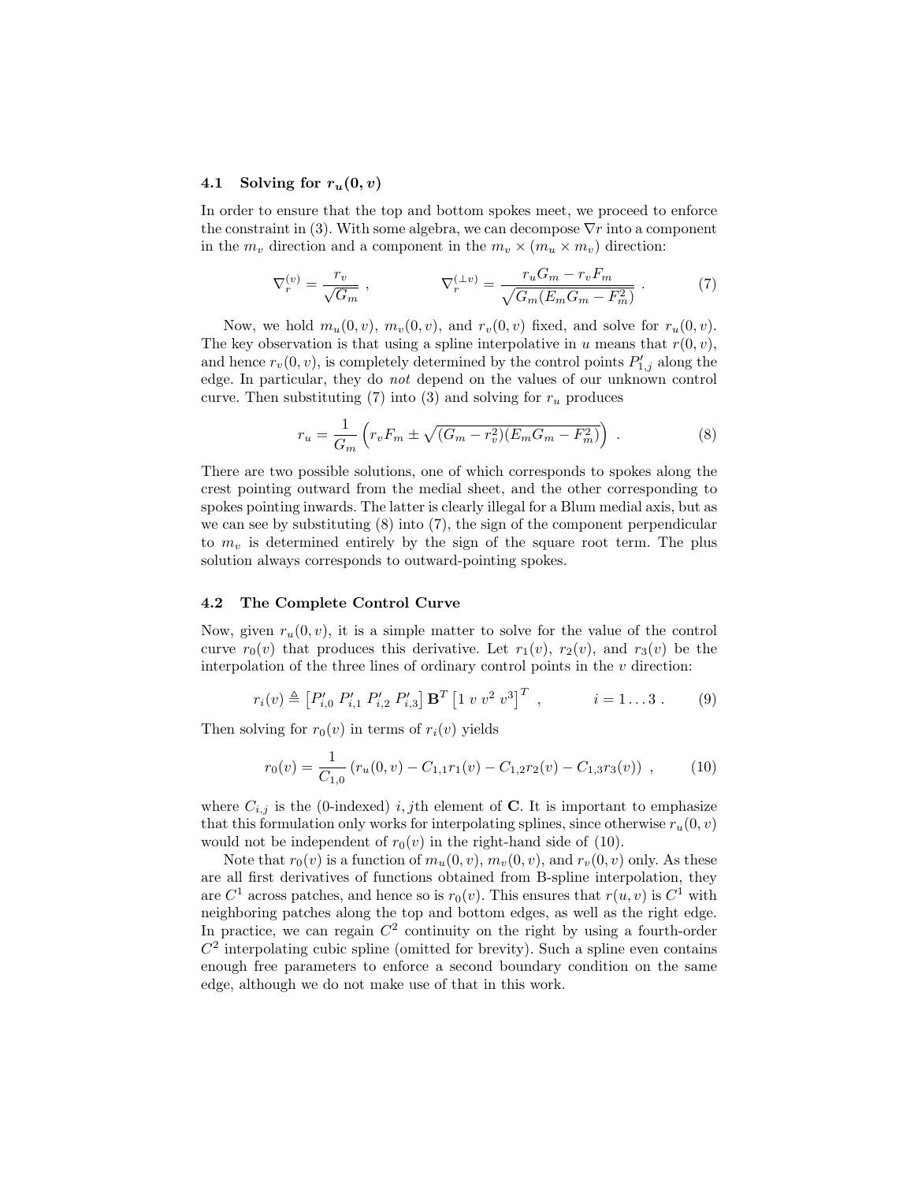### 4.1 Solving for $r_u(0, v)$

In order to ensure that the top and bottom spokes meet, we proceed to enforce the constraint in (3). With some algebra, we can decompose $\nabla r$ into a component in the $m_v$ direction and a component in the $m_v \times (m_u \times m_v)$ direction:

$$\nabla_r^{(v)} = \frac{r_v}{\sqrt{G_m}} \ , \qquad \qquad \nabla_r^{(\perp v)} = \frac{r_u G_m - r_v F_m}{\sqrt{G_m(E_m G_m - F_m^2)}} \ . \tag{7}$$

Now, we hold $m_u(0, v)$, $m_v(0, v)$, and $r_v(0, v)$ fixed, and solve for $r_u(0, v)$. The key observation is that using a spline interpolative in $u$ means that $r(0, v)$, and hence $r_v(0, v)$, is completely determined by the control points $P'_{1,j}$ along the edge. In particular, they do *not* depend on the values of our unknown control curve. Then substituting (7) into (3) and solving for $r_u$ produces

$$r_u = \frac{1}{G_m}\left(r_v F_m \pm \sqrt{(G_m - r_v^2)(E_m G_m - F_m^2)}\right) \ . \tag{8}$$

There are two possible solutions, one of which corresponds to spokes along the crest pointing outward from the medial sheet, and the other corresponding to spokes pointing inwards. The latter is clearly illegal for a Blum medial axis, but as we can see by substituting (8) into (7), the sign of the component perpendicular to $m_v$ is determined entirely by the sign of the square root term. The plus solution always corresponds to outward-pointing spokes.

### 4.2 The Complete Control Curve

Now, given $r_u(0, v)$, it is a simple matter to solve for the value of the control curve $r_0(v)$ that produces this derivative. Let $r_1(v)$, $r_2(v)$, and $r_3(v)$ be the interpolation of the three lines of ordinary control points in the $v$ direction:

$$r_i(v) \triangleq \left[P'_{i,0} \ P'_{i,1} \ P'_{i,2} \ P'_{i,3}\right] \mathbf{B}^T \left[1 \ v \ v^2 \ v^3\right]^T \ , \qquad \qquad i = 1 \ldots 3 \ . \tag{9}$$

Then solving for $r_0(v)$ in terms of $r_i(v)$ yields

$$r_0(v) = \frac{1}{C_{1,0}}\left(r_u(0, v) - C_{1,1} r_1(v) - C_{1,2} r_2(v) - C_{1,3} r_3(v)\right) \ , \tag{10}$$

where $C_{i,j}$ is the (0-indexed) $i, j$th element of $\mathbf{C}$. It is important to emphasize that this formulation only works for interpolating splines, since otherwise $r_u(0, v)$ would not be independent of $r_0(v)$ in the right-hand side of (10).

Note that $r_0(v)$ is a function of $m_u(0, v)$, $m_v(0, v)$, and $r_v(0, v)$ only. As these are all first derivatives of functions obtained from B-spline interpolation, they are $C^1$ across patches, and hence so is $r_0(v)$. This ensures that $r(u, v)$ is $C^1$ with neighboring patches along the top and bottom edges, as well as the right edge. In practice, we can regain $C^2$ continuity on the right by using a fourth-order $C^2$ interpolating cubic spline (omitted for brevity). Such a spline even contains enough free parameters to enforce a second boundary condition on the same edge, although we do not make use of that in this work.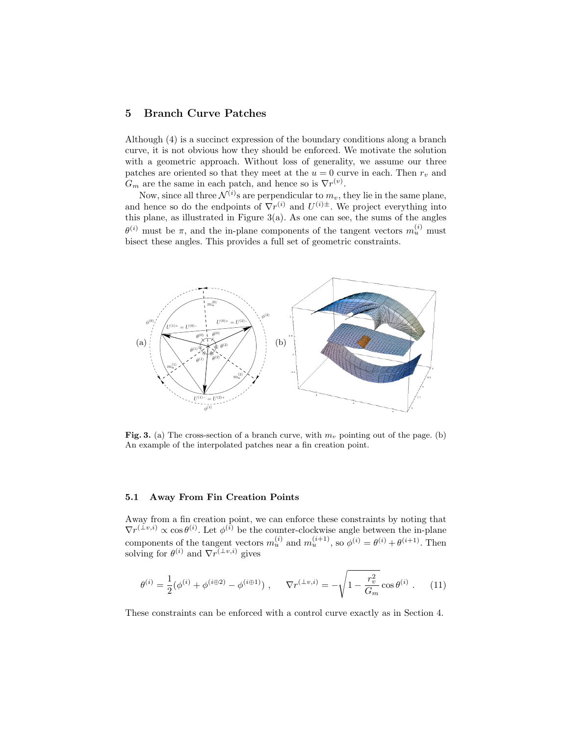## 5 Branch Curve Patches

Although (4) is a succinct expression of the boundary conditions along a branch curve, it is not obvious how they should be enforced. We motivate the solution with a geometric approach. Without loss of generality, we assume our three patches are oriented so that they meet at the $u = 0$ curve in each. Then $r_v$ and $G_m$ are the same in each patch, and hence so is $\nabla r^{(v)}$.

Now, since all three $\mathcal{N}^{(i)}$s are perpendicular to $m_v$, they lie in the same plane, and hence so do the endpoints of $\nabla r^{(i)}$ and $U^{(i)\pm}$. We project everything into this plane, as illustrated in Figure 3(a). As one can see, the sums of the angles $\theta^{(i)}$ must be $\pi$, and the in-plane components of the tangent vectors $m_u^{(i)}$ must bisect these angles. This provides a full set of geometric constraints.

**Fig. 3.** (a) The cross-section of a branch curve, with $m_v$ pointing out of the page. (b) An example of the interpolated patches near a fin creation point.

### 5.1 Away From Fin Creation Points

Away from a fin creation point, we can enforce these constraints by noting that $\nabla r^{(\perp v,i)} \propto \cos\theta^{(i)}$. Let $\phi^{(i)}$ be the counter-clockwise angle between the in-plane components of the tangent vectors $m_u^{(i)}$ and $m_u^{(i+1)}$, so $\phi^{(i)} = \theta^{(i)} + \theta^{(i+1)}$. Then solving for $\theta^{(i)}$ and $\nabla r^{(\perp v,i)}$ gives

$$\theta^{(i)} = \frac{1}{2}(\phi^{(i)} + \phi^{(i\oplus 2)} - \phi^{(i\oplus 1)})\ , \qquad \nabla r^{(\perp v,i)} = -\sqrt{1 - \frac{r_v^2}{G_m}} \cos\theta^{(i)}\ . \tag{11}$$

These constraints can be enforced with a control curve exactly as in Section 4.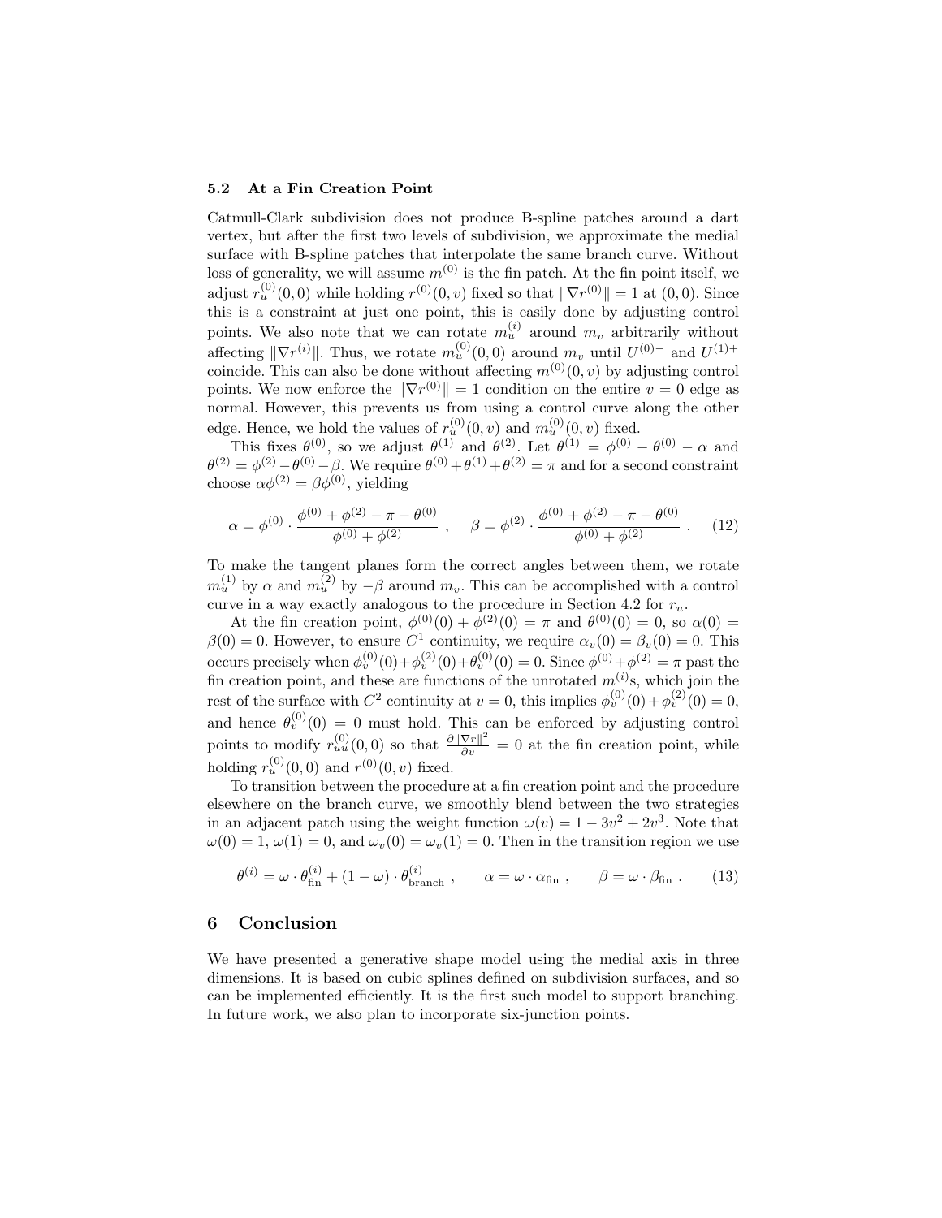### 5.2 At a Fin Creation Point

Catmull-Clark subdivision does not produce B-spline patches around a dart vertex, but after the first two levels of subdivision, we approximate the medial surface with B-spline patches that interpolate the same branch curve. Without loss of generality, we will assume $m^{(0)}$ is the fin patch. At the fin point itself, we adjust $r_u^{(0)}(0,0)$ while holding $r^{(0)}(0,v)$ fixed so that $\|\nabla r^{(0)}\| = 1$ at $(0,0)$. Since this is a constraint at just one point, this is easily done by adjusting control points. We also note that we can rotate $m_u^{(i)}$ around $m_v$ arbitrarily without affecting $\|\nabla r^{(i)}\|$. Thus, we rotate $m_u^{(0)}(0,0)$ around $m_v$ until $U^{(0)-}$ and $U^{(1)+}$ coincide. This can also be done without affecting $m^{(0)}(0,v)$ by adjusting control points. We now enforce the $\|\nabla r^{(0)}\| = 1$ condition on the entire $v = 0$ edge as normal. However, this prevents us from using a control curve along the other edge. Hence, we hold the values of $r_u^{(0)}(0,v)$ and $m_u^{(0)}(0,v)$ fixed.

This fixes $\theta^{(0)}$, so we adjust $\theta^{(1)}$ and $\theta^{(2)}$. Let $\theta^{(1)} = \phi^{(0)} - \theta^{(0)} - \alpha$ and $\theta^{(2)} = \phi^{(2)} - \theta^{(0)} - \beta$. We require $\theta^{(0)} + \theta^{(1)} + \theta^{(2)} = \pi$ and for a second constraint choose $\alpha\phi^{(2)} = \beta\phi^{(0)}$, yielding

$$\alpha = \phi^{(0)} \cdot \frac{\phi^{(0)} + \phi^{(2)} - \pi - \theta^{(0)}}{\phi^{(0)} + \phi^{(2)}} \ , \quad \beta = \phi^{(2)} \cdot \frac{\phi^{(0)} + \phi^{(2)} - \pi - \theta^{(0)}}{\phi^{(0)} + \phi^{(2)}} \ . \qquad (12)$$

To make the tangent planes form the correct angles between them, we rotate $m_u^{(1)}$ by $\alpha$ and $m_u^{(2)}$ by $-\beta$ around $m_v$. This can be accomplished with a control curve in a way exactly analogous to the procedure in Section 4.2 for $r_u$.

At the fin creation point, $\phi^{(0)}(0) + \phi^{(2)}(0) = \pi$ and $\theta^{(0)}(0) = 0$, so $\alpha(0) = \beta(0) = 0$. However, to ensure $C^1$ continuity, we require $\alpha_v(0) = \beta_v(0) = 0$. This occurs precisely when $\phi_v^{(0)}(0) + \phi_v^{(2)}(0) + \theta_v^{(0)}(0) = 0$. Since $\phi^{(0)} + \phi^{(2)} = \pi$ past the fin creation point, and these are functions of the unrotated $m^{(i)}$s, which join the rest of the surface with $C^2$ continuity at $v = 0$, this implies $\phi_v^{(0)}(0) + \phi_v^{(2)}(0) = 0$, and hence $\theta_v^{(0)}(0) = 0$ must hold. This can be enforced by adjusting control points to modify $r_{uu}^{(0)}(0,0)$ so that $\frac{\partial \|\nabla r\|^2}{\partial v} = 0$ at the fin creation point, while holding $r_u^{(0)}(0,0)$ and $r^{(0)}(0,v)$ fixed.

To transition between the procedure at a fin creation point and the procedure elsewhere on the branch curve, we smoothly blend between the two strategies in an adjacent patch using the weight function $\omega(v) = 1 - 3v^2 + 2v^3$. Note that $\omega(0) = 1$, $\omega(1) = 0$, and $\omega_v(0) = \omega_v(1) = 0$. Then in the transition region we use

$$\theta^{(i)} = \omega \cdot \theta_{\text{fin}}^{(i)} + (1 - \omega) \cdot \theta_{\text{branch}}^{(i)} \ , \qquad \alpha = \omega \cdot \alpha_{\text{fin}} \ , \qquad \beta = \omega \cdot \beta_{\text{fin}} \ . \qquad (13)$$

## 6 Conclusion

We have presented a generative shape model using the medial axis in three dimensions. It is based on cubic splines defined on subdivision surfaces, and so can be implemented efficiently. It is the first such model to support branching. In future work, we also plan to incorporate six-junction points.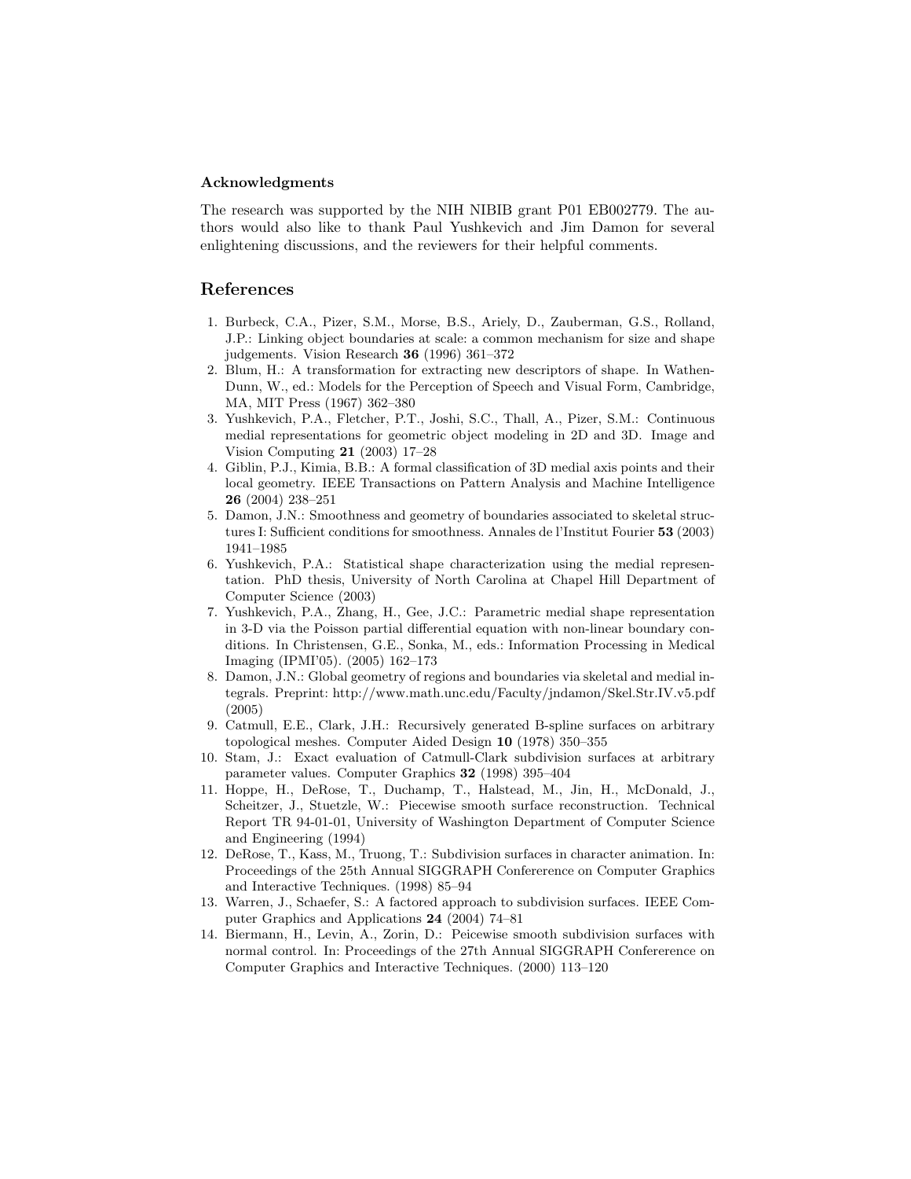#### Acknowledgments

The research was supported by the NIH NIBIB grant P01 EB002779. The authors would also like to thank Paul Yushkevich and Jim Damon for several enlightening discussions, and the reviewers for their helpful comments.

## References

1. Burbeck, C.A., Pizer, S.M., Morse, B.S., Ariely, D., Zauberman, G.S., Rolland, J.P.: Linking object boundaries at scale: a common mechanism for size and shape judgements. Vision Research **36** (1996) 361–372
2. Blum, H.: A transformation for extracting new descriptors of shape. In Wathen-Dunn, W., ed.: Models for the Perception of Speech and Visual Form, Cambridge, MA, MIT Press (1967) 362–380
3. Yushkevich, P.A., Fletcher, P.T., Joshi, S.C., Thall, A., Pizer, S.M.: Continuous medial representations for geometric object modeling in 2D and 3D. Image and Vision Computing **21** (2003) 17–28
4. Giblin, P.J., Kimia, B.B.: A formal classification of 3D medial axis points and their local geometry. IEEE Transactions on Pattern Analysis and Machine Intelligence **26** (2004) 238–251
5. Damon, J.N.: Smoothness and geometry of boundaries associated to skeletal structures I: Sufficient conditions for smoothness. Annales de l'Institut Fourier **53** (2003) 1941–1985
6. Yushkevich, P.A.: Statistical shape characterization using the medial representation. PhD thesis, University of North Carolina at Chapel Hill Department of Computer Science (2003)
7. Yushkevich, P.A., Zhang, H., Gee, J.C.: Parametric medial shape representation in 3-D via the Poisson partial differential equation with non-linear boundary conditions. In Christensen, G.E., Sonka, M., eds.: Information Processing in Medical Imaging (IPMI'05). (2005) 162–173
8. Damon, J.N.: Global geometry of regions and boundaries via skeletal and medial integrals. Preprint: http://www.math.unc.edu/Faculty/jndamon/Skel.Str.IV.v5.pdf (2005)
9. Catmull, E.E., Clark, J.H.: Recursively generated B-spline surfaces on arbitrary topological meshes. Computer Aided Design **10** (1978) 350–355
10. Stam, J.: Exact evaluation of Catmull-Clark subdivision surfaces at arbitrary parameter values. Computer Graphics **32** (1998) 395–404
11. Hoppe, H., DeRose, T., Duchamp, T., Halstead, M., Jin, H., McDonald, J., Scheitzer, J., Stuetzle, W.: Piecewise smooth surface reconstruction. Technical Report TR 94-01-01, University of Washington Department of Computer Science and Engineering (1994)
12. DeRose, T., Kass, M., Truong, T.: Subdivision surfaces in character animation. In: Proceedings of the 25th Annual SIGGRAPH Confererence on Computer Graphics and Interactive Techniques. (1998) 85–94
13. Warren, J., Schaefer, S.: A factored approach to subdivision surfaces. IEEE Computer Graphics and Applications **24** (2004) 74–81
14. Biermann, H., Levin, A., Zorin, D.: Peicewise smooth subdivision surfaces with normal control. In: Proceedings of the 27th Annual SIGGRAPH Confererence on Computer Graphics and Interactive Techniques. (2000) 113–120